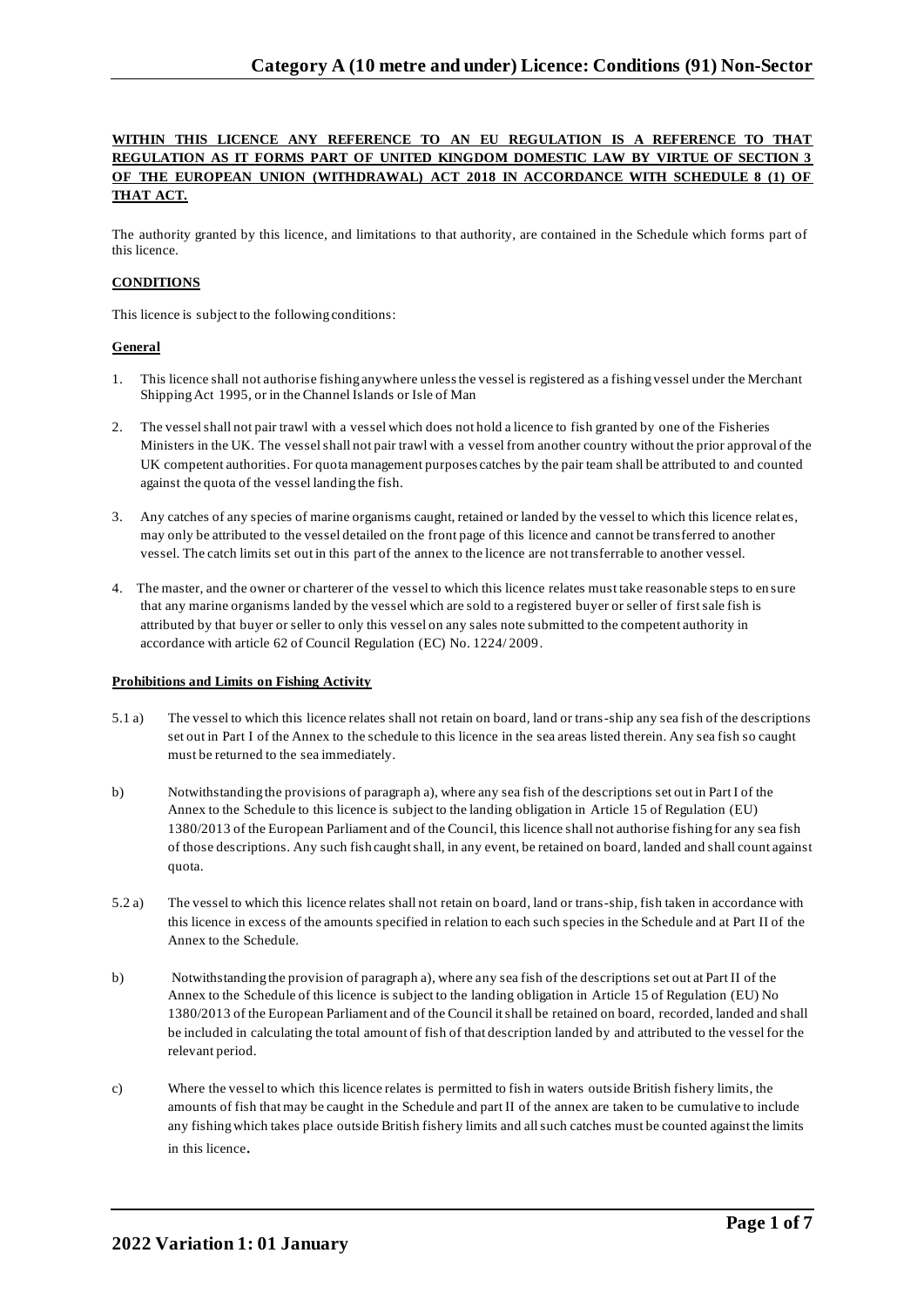**WITHIN THIS LICENCE ANY REFERENCE TO AN EU REGULATION IS A REFERENCE TO THAT REGULATION AS IT FORMS PART OF UNITED KINGDOM DOMESTIC LAW BY VIRTUE OF SECTION 3 OF THE EUROPEAN UNION (WITHDRAWAL) ACT 2018 IN ACCORDANCE WITH SCHEDULE 8 (1) OF THAT ACT.**

The authority granted by this licence, and limitations to that authority, are contained in the Schedule which forms part of this licence.

**CONDITIONS**

This licence is subject to the following conditions:

**General**

1. This licence shall not authorise fishing anywhere unless the vessel is registered as a fishing vessel under the Merchant Shipping Act 1995, or in the Channel Islands or Isle of Man

2. The vessel shall not pair trawl with a vessel which does not hold a licence to fish granted by one of the Fisheries Ministers in the UK. The vessel shall not pair trawl with a vessel from another country without the prior approval of the UK competent authorities. For quota management purposes catches by the pair team shall be attributed to and counted against the quota of the vessel landing the fish.

3. Any catches of any species of marine organisms caught, retained or landed by the vessel to which this licence relates, may only be attributed to the vessel detailed on the front page of this licence and cannot be transferred to another vessel. The catch limits set out in this part of the annex to the licence are not transferrable to another vessel.

4. The master, and the owner or charterer of the vessel to which this licence relates must take reasonable steps to ensure that any marine organisms landed by the vessel which are sold to a registered buyer or seller of first sale fish is attributed by that buyer or seller to only this vessel on any sales note submitted to the competent authority in accordance with article 62 of Council Regulation (EC) No. 1224/2009.

**Prohibitions and Limits on Fishing Activity**

5.1 a) The vessel to which this licence relates shall not retain on board, land or trans-ship any sea fish of the descriptions set out in Part I of the Annex to the schedule to this licence in the sea areas listed therein. Any sea fish so caught must be returned to the sea immediately.

b) Notwithstanding the provisions of paragraph a), where any sea fish of the descriptions set out in Part I of the Annex to the Schedule to this licence is subject to the landing obligation in Article 15 of Regulation (EU) 1380/2013 of the European Parliament and of the Council, this licence shall not authorise fishing for any sea fish of those descriptions. Any such fish caught shall, in any event, be retained on board, landed and shall count against quota.

5.2 a) The vessel to which this licence relates shall not retain on board, land or trans-ship, fish taken in accordance with this licence in excess of the amounts specified in relation to each such species in the Schedule and at Part II of the Annex to the Schedule.

b) Notwithstanding the provision of paragraph a), where any sea fish of the descriptions set out at Part II of the Annex to the Schedule of this licence is subject to the landing obligation in Article 15 of Regulation (EU) No 1380/2013 of the European Parliament and of the Council it shall be retained on board, recorded, landed and shall be included in calculating the total amount of fish of that description landed by and attributed to the vessel for the relevant period.

c) Where the vessel to which this licence relates is permitted to fish in waters outside British fishery limits, the amounts of fish that may be caught in the Schedule and part II of the annex are taken to be cumulative to include any fishing which takes place outside British fishery limits and all such catches must be counted against the limits in this licence.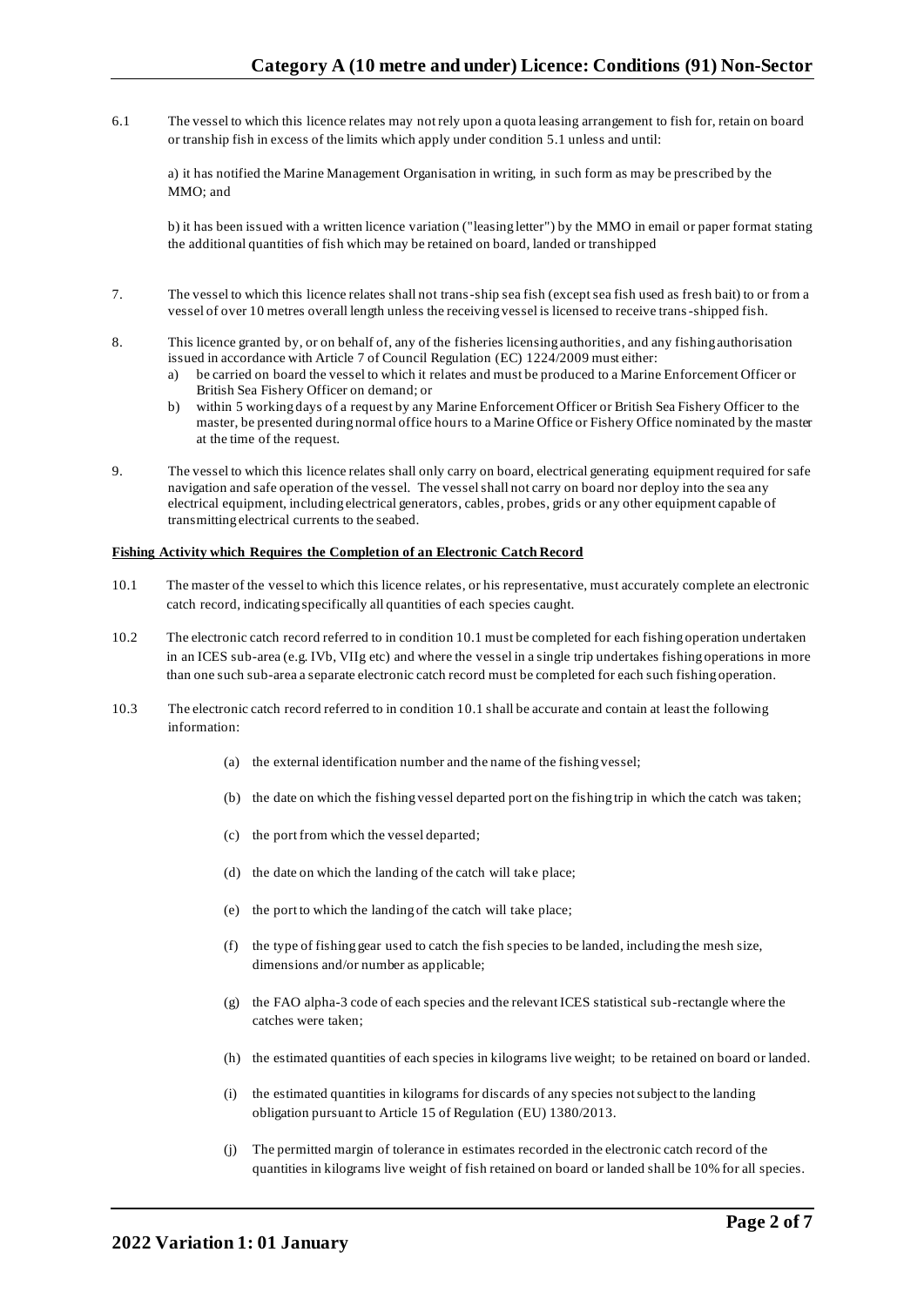6.1 The vessel to which this licence relates may not rely upon a quota leasing arrangement to fish for, retain on board or tranship fish in excess of the limits which apply under condition 5.1 unless and until:

a) it has notified the Marine Management Organisation in writing, in such form as may be prescribed by the MMO; and

b) it has been issued with a written licence variation ("leasing letter") by the MMO in email or paper format stating the additional quantities of fish which may be retained on board, landed or transhipped

7. The vessel to which this licence relates shall not trans-ship sea fish (except sea fish used as fresh bait) to or from a vessel of over 10 metres overall length unless the receiving vessel is licensed to receive trans-shipped fish.

8. This licence granted by, or on behalf of, any of the fisheries licensing authorities, and any fishing authorisation issued in accordance with Article 7 of Council Regulation (EC) 1224/2009 must either:
   a) be carried on board the vessel to which it relates and must be produced to a Marine Enforcement Officer or British Sea Fishery Officer on demand; or
   b) within 5 working days of a request by any Marine Enforcement Officer or British Sea Fishery Officer to the master, be presented during normal office hours to a Marine Office or Fishery Office nominated by the master at the time of the request.

9. The vessel to which this licence relates shall only carry on board, electrical generating equipment required for safe navigation and safe operation of the vessel. The vessel shall not carry on board nor deploy into the sea any electrical equipment, including electrical generators, cables, probes, grids or any other equipment capable of transmitting electrical currents to the seabed.

**Fishing Activity which Requires the Completion of an Electronic Catch Record**

10.1 The master of the vessel to which this licence relates, or his representative, must accurately complete an electronic catch record, indicating specifically all quantities of each species caught.

10.2 The electronic catch record referred to in condition 10.1 must be completed for each fishing operation undertaken in an ICES sub-area (e.g. IVb, VIIg etc) and where the vessel in a single trip undertakes fishing operations in more than one such sub-area a separate electronic catch record must be completed for each such fishing operation.

10.3 The electronic catch record referred to in condition 10.1 shall be accurate and contain at least the following information:

(a) the external identification number and the name of the fishing vessel;

(b) the date on which the fishing vessel departed port on the fishing trip in which the catch was taken;

(c) the port from which the vessel departed;

(d) the date on which the landing of the catch will take place;

(e) the port to which the landing of the catch will take place;

(f) the type of fishing gear used to catch the fish species to be landed, including the mesh size, dimensions and/or number as applicable;

(g) the FAO alpha-3 code of each species and the relevant ICES statistical sub-rectangle where the catches were taken;

(h) the estimated quantities of each species in kilograms live weight; to be retained on board or landed.

(i) the estimated quantities in kilograms for discards of any species not subject to the landing obligation pursuant to Article 15 of Regulation (EU) 1380/2013.

(j) The permitted margin of tolerance in estimates recorded in the electronic catch record of the quantities in kilograms live weight of fish retained on board or landed shall be 10% for all species.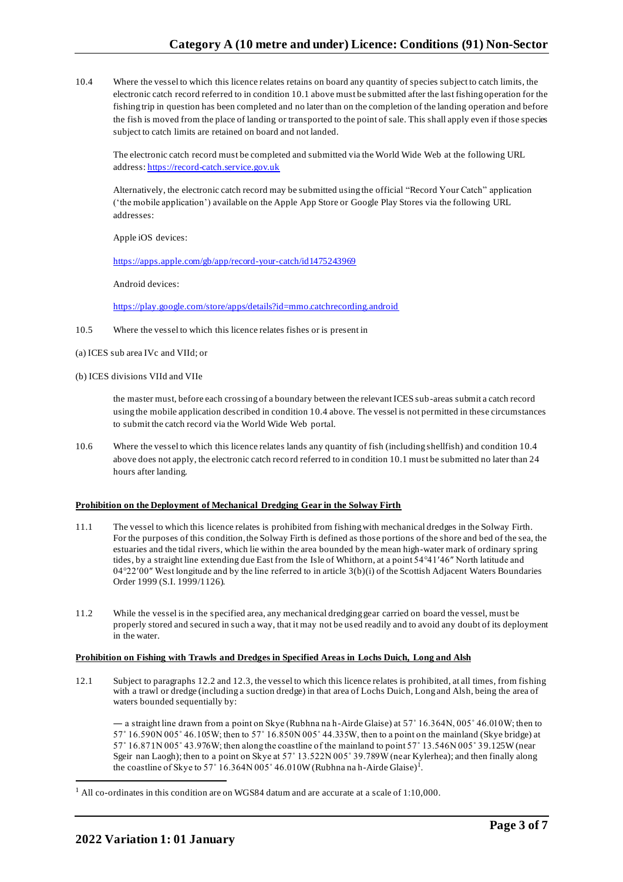10.4 Where the vessel to which this licence relates retains on board any quantity of species subject to catch limits, the electronic catch record referred to in condition 10.1 above must be submitted after the last fishing operation for the fishing trip in question has been completed and no later than on the completion of the landing operation and before the fish is moved from the place of landing or transported to the point of sale. This shall apply even if those species subject to catch limits are retained on board and not landed.

The electronic catch record must be completed and submitted via the World Wide Web at the following URL address: https://record-catch.service.gov.uk

Alternatively, the electronic catch record may be submitted using the official "Record Your Catch" application ('the mobile application') available on the Apple App Store or Google Play Stores via the following URL addresses:

Apple iOS devices:

https://apps.apple.com/gb/app/record-your-catch/id1475243969

Android devices:

https://play.google.com/store/apps/details?id=mmo.catchrecording.android

10.5 Where the vessel to which this licence relates fishes or is present in

(a) ICES sub area IVc and VIId; or

(b) ICES divisions VIId and VIIe

the master must, before each crossing of a boundary between the relevant ICES sub-areas submit a catch record using the mobile application described in condition 10.4 above. The vessel is not permitted in these circumstances to submit the catch record via the World Wide Web portal.

10.6 Where the vessel to which this licence relates lands any quantity of fish (including shellfish) and condition 10.4 above does not apply, the electronic catch record referred to in condition 10.1 must be submitted no later than 24 hours after landing.

**Prohibition on the Deployment of Mechanical Dredging Gear in the Solway Firth**

11.1 The vessel to which this licence relates is prohibited from fishing with mechanical dredges in the Solway Firth. For the purposes of this condition, the Solway Firth is defined as those portions of the shore and bed of the sea, the estuaries and the tidal rivers, which lie within the area bounded by the mean high-water mark of ordinary spring tides, by a straight line extending due East from the Isle of Whithorn, at a point 54°41′46″ North latitude and 04°22′00″ West longitude and by the line referred to in article 3(b)(i) of the Scottish Adjacent Waters Boundaries Order 1999 (S.I. 1999/1126).

11.2 While the vessel is in the specified area, any mechanical dredging gear carried on board the vessel, must be properly stored and secured in such a way, that it may not be used readily and to avoid any doubt of its deployment in the water.

**Prohibition on Fishing with Trawls and Dredges in Specified Areas in Lochs Duich, Long and Alsh**

12.1 Subject to paragraphs 12.2 and 12.3, the vessel to which this licence relates is prohibited, at all times, from fishing with a trawl or dredge (including a suction dredge) in that area of Lochs Duich, Long and Alsh, being the area of waters bounded sequentially by:

— a straight line drawn from a point on Skye (Rubhna na h-Airde Glaise) at 57˚ 16.364N, 005˚ 46.010W; then to 57˚ 16.590N 005˚ 46.105W; then to 57˚ 16.850N 005˚ 44.335W, then to a point on the mainland (Skye bridge) at 57˚ 16.871N 005˚ 43.976W; then along the coastline of the mainland to point 57˚ 13.546N 005˚ 39.125W (near Sgeir nan Laogh); then to a point on Skye at 57˚ 13.522N 005˚ 39.789W (near Kylerhea); and then finally along the coastline of Skye to 57˚ 16.364N 005˚ 46.010W (Rubhna na h-Airde Glaise)[1].

[1] All co-ordinates in this condition are on WGS84 datum and are accurate at a scale of 1:10,000.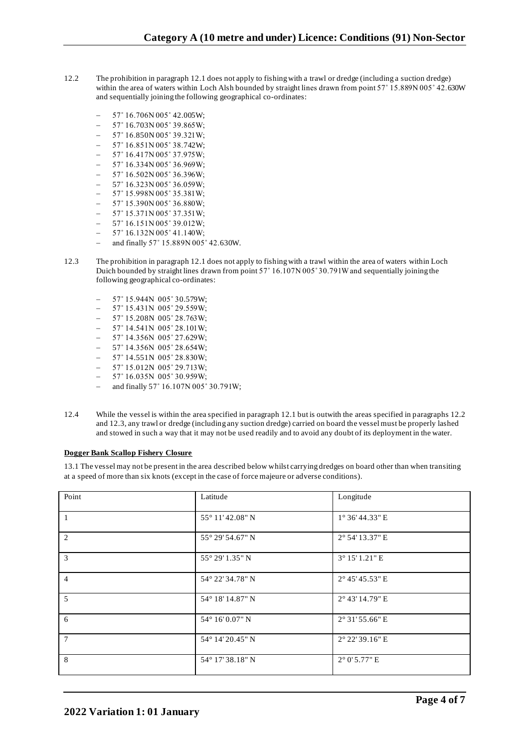12.2 The prohibition in paragraph 12.1 does not apply to fishing with a trawl or dredge (including a suction dredge) within the area of waters within Loch Alsh bounded by straight lines drawn from point 57˚ 15.889N 005˚ 42.630W and sequentially joining the following geographical co-ordinates:

- 57˚ 16.706N 005˚ 42.005W;
- 57˚ 16.703N 005˚ 39.865W;
- 57˚ 16.850N 005˚ 39.321W;
- 57˚ 16.851N 005˚ 38.742W;
- 57˚ 16.417N 005˚ 37.975W;
- 57˚ 16.334N 005˚ 36.969W;
- 57˚ 16.502N 005˚ 36.396W;
- 57˚ 16.323N 005˚ 36.059W;
- 57˚ 15.998N 005˚ 35.381W;
- 57˚ 15.390N 005˚ 36.880W;
- 57˚ 15.371N 005˚ 37.351W;
- 57˚ 16.151N 005˚ 39.012W;
- 57˚ 16.132N 005˚ 41.140W;
- and finally 57˚ 15.889N 005˚ 42.630W.

12.3 The prohibition in paragraph 12.1 does not apply to fishing with a trawl within the area of waters within Loch Duich bounded by straight lines drawn from point 57˚ 16.107N 005˚ 30.791W and sequentially joining the following geographical co-ordinates:

- 57˚ 15.944N 005˚ 30.579W;
- 57˚ 15.431N 005˚ 29.559W;
- 57˚ 15.208N 005˚ 28.763W;
- 57˚ 14.541N 005˚ 28.101W;
- 57˚ 14.356N 005˚ 27.629W;
- 57˚ 14.356N 005˚ 28.654W;
- 57˚ 14.551N 005˚ 28.830W;
- 57˚ 15.012N 005˚ 29.713W;
- 57˚ 16.035N 005˚ 30.959W;
- and finally 57˚ 16.107N 005˚ 30.791W;

12.4 While the vessel is within the area specified in paragraph 12.1 but is outwith the areas specified in paragraphs 12.2 and 12.3, any trawl or dredge (including any suction dredge) carried on board the vessel must be properly lashed and stowed in such a way that it may not be used readily and to avoid any doubt of its deployment in the water.

**Dogger Bank Scallop Fishery Closure**

13.1 The vessel may not be present in the area described below whilst carrying dredges on board other than when transiting at a speed of more than six knots (except in the case of force majeure or adverse conditions).

| Point | Latitude | Longitude |
|---|---|---|
| 1 | 55° 11' 42.08" N | 1° 36' 44.33" E |
| 2 | 55° 29' 54.67" N | 2° 54' 13.37" E |
| 3 | 55° 29' 1.35" N | 3° 15' 1.21" E |
| 4 | 54° 22' 34.78" N | 2° 45' 45.53" E |
| 5 | 54° 18' 14.87" N | 2° 43' 14.79" E |
| 6 | 54° 16' 0.07" N | 2° 31' 55.66" E |
| 7 | 54° 14' 20.45" N | 2° 22' 39.16" E |
| 8 | 54° 17' 38.18" N | 2° 0' 5.77" E |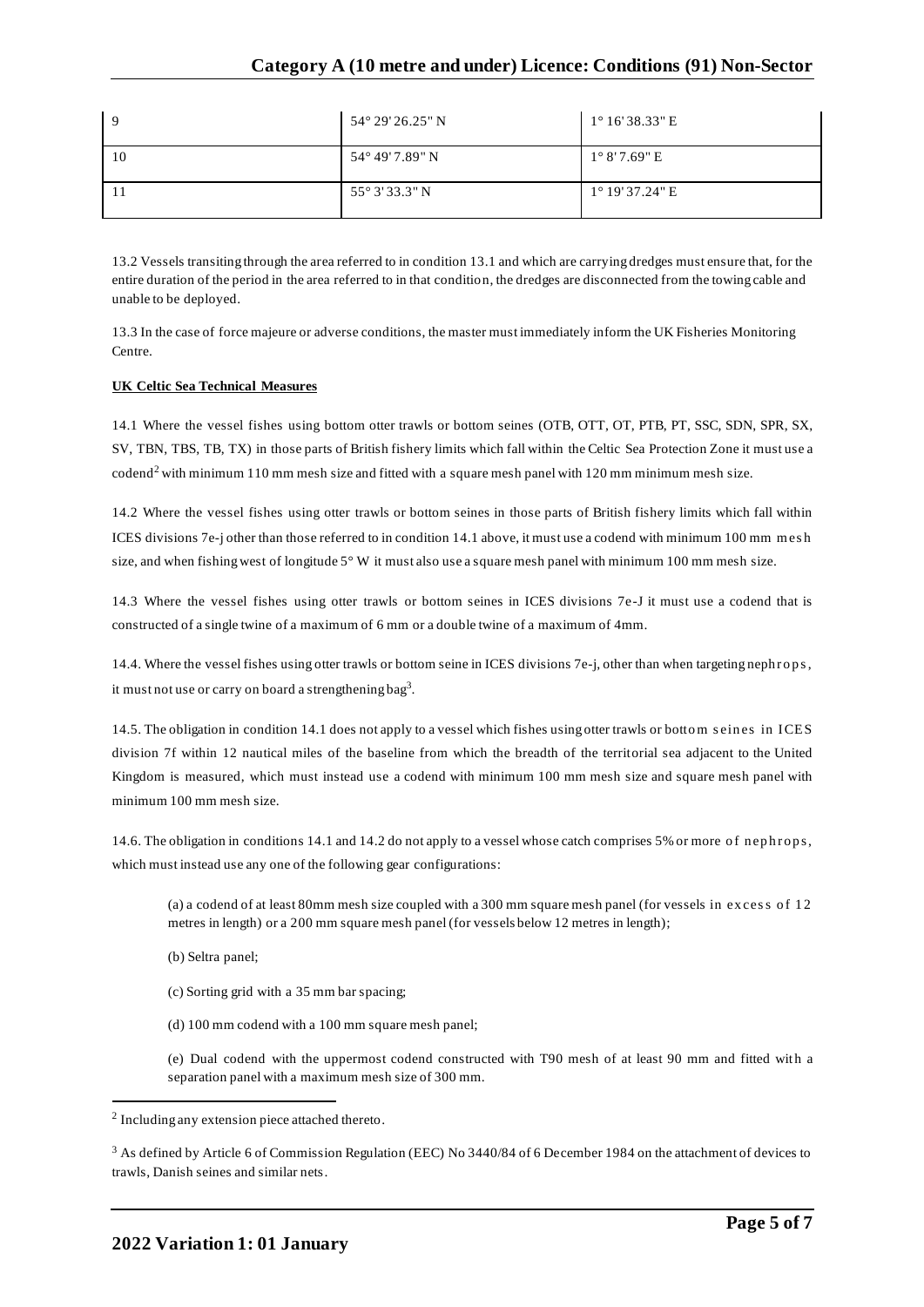| | | |
|---|---|---|
| 9 | 54° 29' 26.25" N | 1° 16' 38.33" E |
| 10 | 54° 49' 7.89" N | 1° 8' 7.69" E |
| 11 | 55° 3' 33.3" N | 1° 19' 37.24" E |

13.2 Vessels transiting through the area referred to in condition 13.1 and which are carrying dredges must ensure that, for the entire duration of the period in the area referred to in that condition, the dredges are disconnected from the towing cable and unable to be deployed.

13.3 In the case of force majeure or adverse conditions, the master must immediately inform the UK Fisheries Monitoring Centre.

**UK Celtic Sea Technical Measures**

14.1 Where the vessel fishes using bottom otter trawls or bottom seines (OTB, OTT, OT, PTB, PT, SSC, SDN, SPR, SX, SV, TBN, TBS, TB, TX) in those parts of British fishery limits which fall within the Celtic Sea Protection Zone it must use a codend[2] with minimum 110 mm mesh size and fitted with a square mesh panel with 120 mm minimum mesh size.

14.2 Where the vessel fishes using otter trawls or bottom seines in those parts of British fishery limits which fall within ICES divisions 7e-j other than those referred to in condition 14.1 above, it must use a codend with minimum 100 mm mesh size, and when fishing west of longitude 5° W it must also use a square mesh panel with minimum 100 mm mesh size.

14.3 Where the vessel fishes using otter trawls or bottom seines in ICES divisions 7e-J it must use a codend that is constructed of a single twine of a maximum of 6 mm or a double twine of a maximum of 4mm.

14.4. Where the vessel fishes using otter trawls or bottom seine in ICES divisions 7e-j, other than when targeting nephrops, it must not use or carry on board a strengthening bag[3].

14.5. The obligation in condition 14.1 does not apply to a vessel which fishes using otter trawls or bottom seines in ICES division 7f within 12 nautical miles of the baseline from which the breadth of the territorial sea adjacent to the United Kingdom is measured, which must instead use a codend with minimum 100 mm mesh size and square mesh panel with minimum 100 mm mesh size.

14.6. The obligation in conditions 14.1 and 14.2 do not apply to a vessel whose catch comprises 5% or more of nephrops, which must instead use any one of the following gear configurations:

(a) a codend of at least 80mm mesh size coupled with a 300 mm square mesh panel (for vessels in excess of 12 metres in length) or a 200 mm square mesh panel (for vessels below 12 metres in length);

(b) Seltra panel;

(c) Sorting grid with a 35 mm bar spacing;

(d) 100 mm codend with a 100 mm square mesh panel;

(e) Dual codend with the uppermost codend constructed with T90 mesh of at least 90 mm and fitted with a separation panel with a maximum mesh size of 300 mm.

[2] Including any extension piece attached thereto.

[3] As defined by Article 6 of Commission Regulation (EEC) No 3440/84 of 6 December 1984 on the attachment of devices to trawls, Danish seines and similar nets.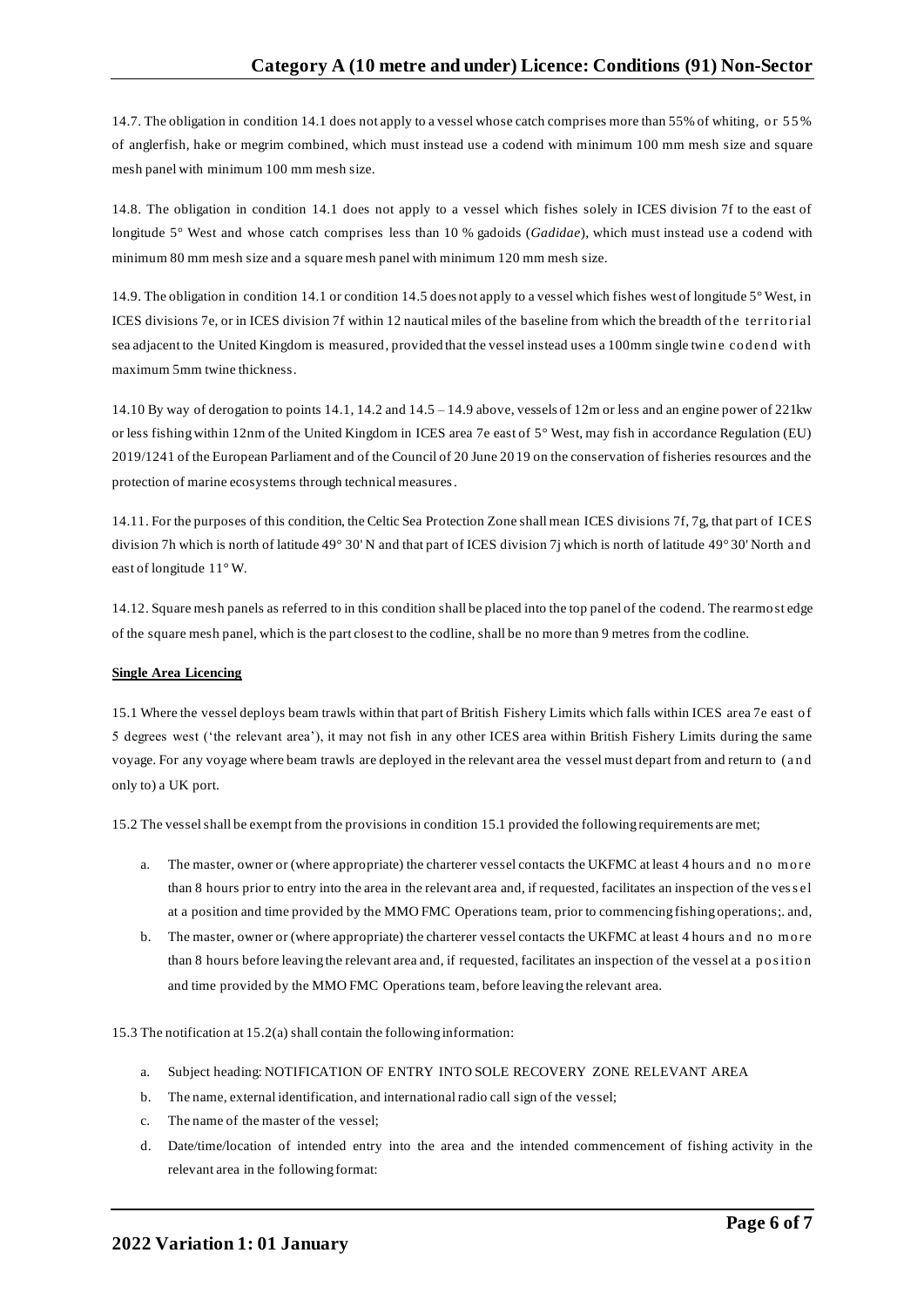14.7. The obligation in condition 14.1 does not apply to a vessel whose catch comprises more than 55% of whiting, or 55% of anglerfish, hake or megrim combined, which must instead use a codend with minimum 100 mm mesh size and square mesh panel with minimum 100 mm mesh size.

14.8. The obligation in condition 14.1 does not apply to a vessel which fishes solely in ICES division 7f to the east of longitude 5° West and whose catch comprises less than 10 % gadoids (*Gadidae*), which must instead use a codend with minimum 80 mm mesh size and a square mesh panel with minimum 120 mm mesh size.

14.9. The obligation in condition 14.1 or condition 14.5 does not apply to a vessel which fishes west of longitude 5° West, in ICES divisions 7e, or in ICES division 7f within 12 nautical miles of the baseline from which the breadth of the territorial sea adjacent to the United Kingdom is measured, provided that the vessel instead uses a 100mm single twine codend with maximum 5mm twine thickness.

14.10 By way of derogation to points 14.1, 14.2 and 14.5 – 14.9 above, vessels of 12m or less and an engine power of 221kw or less fishing within 12nm of the United Kingdom in ICES area 7e east of 5° West, may fish in accordance Regulation (EU) 2019/1241 of the European Parliament and of the Council of 20 June 2019 on the conservation of fisheries resources and the protection of marine ecosystems through technical measures.

14.11. For the purposes of this condition, the Celtic Sea Protection Zone shall mean ICES divisions 7f, 7g, that part of ICES division 7h which is north of latitude 49° 30' N and that part of ICES division 7j which is north of latitude 49° 30' North and east of longitude 11° W.

14.12. Square mesh panels as referred to in this condition shall be placed into the top panel of the codend. The rearmost edge of the square mesh panel, which is the part closest to the codline, shall be no more than 9 metres from the codline.

**Single Area Licencing**

15.1 Where the vessel deploys beam trawls within that part of British Fishery Limits which falls within ICES area 7e east of 5 degrees west ('the relevant area'), it may not fish in any other ICES area within British Fishery Limits during the same voyage. For any voyage where beam trawls are deployed in the relevant area the vessel must depart from and return to (and only to) a UK port.

15.2 The vessel shall be exempt from the provisions in condition 15.1 provided the following requirements are met;

a. The master, owner or (where appropriate) the charterer vessel contacts the UKFMC at least 4 hours and no more than 8 hours prior to entry into the area in the relevant area and, if requested, facilitates an inspection of the vessel at a position and time provided by the MMO FMC Operations team, prior to commencing fishing operations;. and,
b. The master, owner or (where appropriate) the charterer vessel contacts the UKFMC at least 4 hours and no more than 8 hours before leaving the relevant area and, if requested, facilitates an inspection of the vessel at a position and time provided by the MMO FMC Operations team, before leaving the relevant area.

15.3 The notification at 15.2(a) shall contain the following information:

a. Subject heading: NOTIFICATION OF ENTRY INTO SOLE RECOVERY ZONE RELEVANT AREA
b. The name, external identification, and international radio call sign of the vessel;
c. The name of the master of the vessel;
d. Date/time/location of intended entry into the area and the intended commencement of fishing activity in the relevant area in the following format: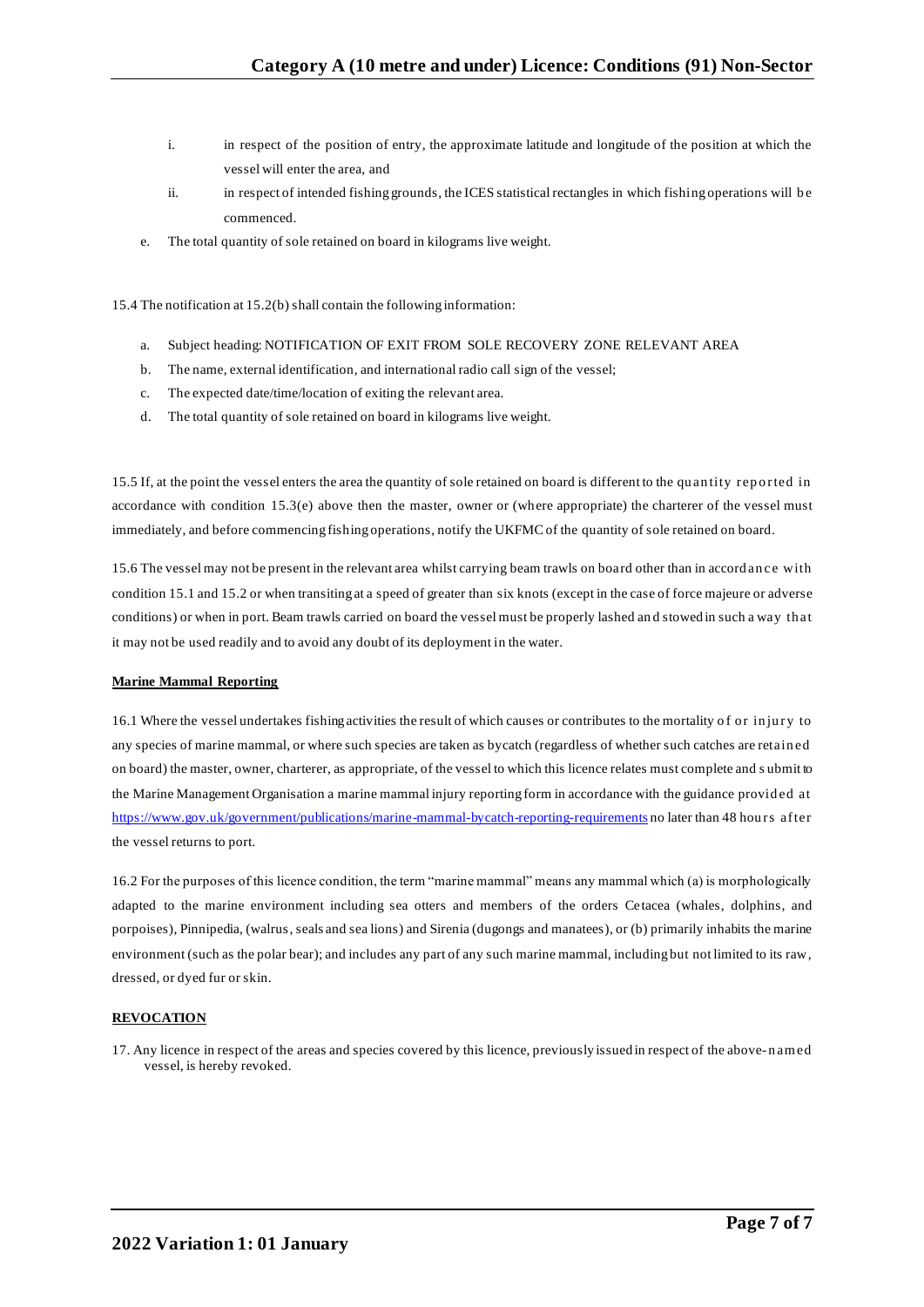i. in respect of the position of entry, the approximate latitude and longitude of the position at which the vessel will enter the area, and

ii. in respect of intended fishing grounds, the ICES statistical rectangles in which fishing operations will be commenced.

e. The total quantity of sole retained on board in kilograms live weight.

15.4 The notification at 15.2(b) shall contain the following information:

a. Subject heading: NOTIFICATION OF EXIT FROM SOLE RECOVERY ZONE RELEVANT AREA

b. The name, external identification, and international radio call sign of the vessel;

c. The expected date/time/location of exiting the relevant area.

d. The total quantity of sole retained on board in kilograms live weight.

15.5 If, at the point the vessel enters the area the quantity of sole retained on board is different to the quantity reported in accordance with condition 15.3(e) above then the master, owner or (where appropriate) the charterer of the vessel must immediately, and before commencing fishing operations, notify the UKFMC of the quantity of sole retained on board.

15.6 The vessel may not be present in the relevant area whilst carrying beam trawls on board other than in accordance with condition 15.1 and 15.2 or when transiting at a speed of greater than six knots (except in the case of force majeure or adverse conditions) or when in port. Beam trawls carried on board the vessel must be properly lashed and stowed in such a way that it may not be used readily and to avoid any doubt of its deployment in the water.

**Marine Mammal Reporting**

16.1 Where the vessel undertakes fishing activities the result of which causes or contributes to the mortality of or injury to any species of marine mammal, or where such species are taken as bycatch (regardless of whether such catches are retained on board) the master, owner, charterer, as appropriate, of the vessel to which this licence relates must complete and submit to the Marine Management Organisation a marine mammal injury reporting form in accordance with the guidance provided at https://www.gov.uk/government/publications/marine-mammal-bycatch-reporting-requirements no later than 48 hours after the vessel returns to port.

16.2 For the purposes of this licence condition, the term "marine mammal" means any mammal which (a) is morphologically adapted to the marine environment including sea otters and members of the orders Cetacea (whales, dolphins, and porpoises), Pinnipedia, (walrus, seals and sea lions) and Sirenia (dugongs and manatees), or (b) primarily inhabits the marine environment (such as the polar bear); and includes any part of any such marine mammal, including but not limited to its raw, dressed, or dyed fur or skin.

**REVOCATION**

17. Any licence in respect of the areas and species covered by this licence, previously issued in respect of the above-named vessel, is hereby revoked.